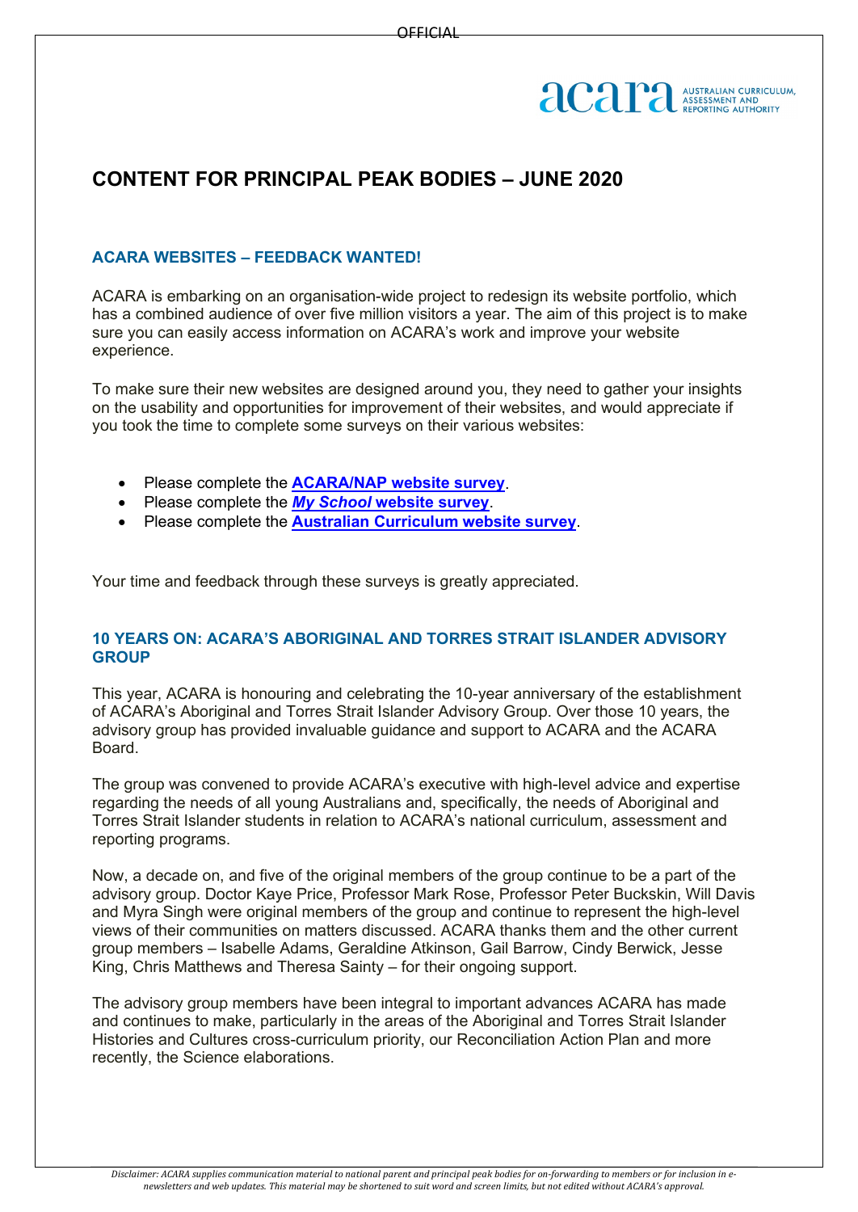OFFICIAL

# CONTENT FOR PRINCIPAL PEAK BODIES – JUNE 2020

## ACARA WEBSITES – FEEDBACK WANTED!

ACARA is embarking on an organisation-wide project to redesign its website portfolio, which has a combined audience of over five million visitors a year. The aim of this project is to make sure you can easily access information on ACARA's work and improve your website experience.

To make sure their new websites are designed around you, they need to gather your insights on the usability and opportunities for improvement of their websites, and would appreciate if you took the time to complete some surveys on their various websites:

- Please complete the **ACARA/NAP website survey**.
- Please complete the ***My School*** **website survey**.
- Please complete the **Australian Curriculum website survey**.

Your time and feedback through these surveys is greatly appreciated.

## 10 YEARS ON: ACARA'S ABORIGINAL AND TORRES STRAIT ISLANDER ADVISORY GROUP

This year, ACARA is honouring and celebrating the 10-year anniversary of the establishment of ACARA's Aboriginal and Torres Strait Islander Advisory Group. Over those 10 years, the advisory group has provided invaluable guidance and support to ACARA and the ACARA Board.

The group was convened to provide ACARA's executive with high-level advice and expertise regarding the needs of all young Australians and, specifically, the needs of Aboriginal and Torres Strait Islander students in relation to ACARA's national curriculum, assessment and reporting programs.

Now, a decade on, and five of the original members of the group continue to be a part of the advisory group. Doctor Kaye Price, Professor Mark Rose, Professor Peter Buckskin, Will Davis and Myra Singh were original members of the group and continue to represent the high-level views of their communities on matters discussed. ACARA thanks them and the other current group members – Isabelle Adams, Geraldine Atkinson, Gail Barrow, Cindy Berwick, Jesse King, Chris Matthews and Theresa Sainty – for their ongoing support.

The advisory group members have been integral to important advances ACARA has made and continues to make, particularly in the areas of the Aboriginal and Torres Strait Islander Histories and Cultures cross-curriculum priority, our Reconciliation Action Plan and more recently, the Science elaborations.

*Disclaimer: ACARA supplies communication material to national parent and principal peak bodies for on-forwarding to members or for inclusion in e-newsletters and web updates. This material may be shortened to suit word and screen limits, but not edited without ACARA's approval.*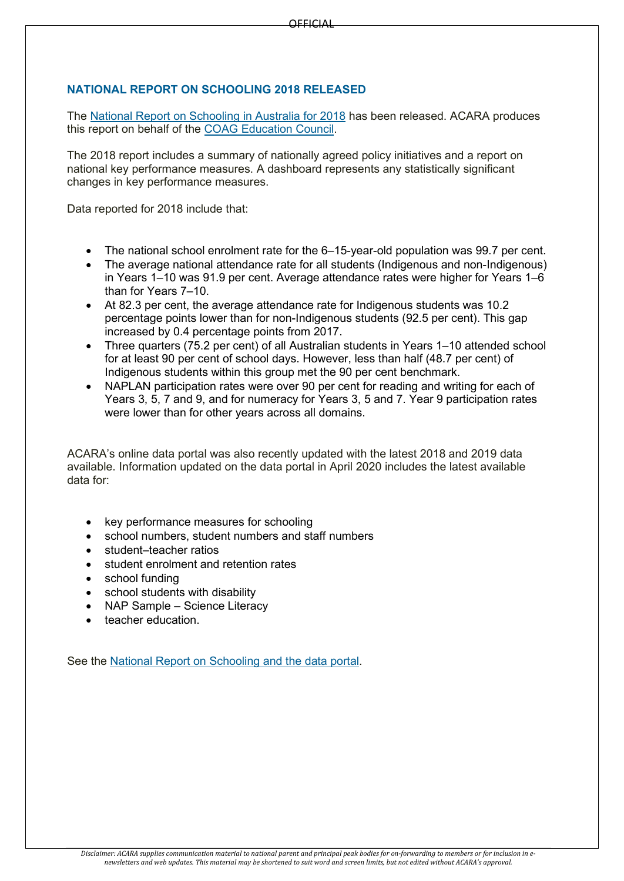## NATIONAL REPORT ON SCHOOLING 2018 RELEASED

The [National Report on Schooling in Australia for 2018](#) has been released. ACARA produces this report on behalf of the [COAG Education Council](#).

The 2018 report includes a summary of nationally agreed policy initiatives and a report on national key performance measures. A dashboard represents any statistically significant changes in key performance measures.

Data reported for 2018 include that:

- The national school enrolment rate for the 6–15-year-old population was 99.7 per cent.
- The average national attendance rate for all students (Indigenous and non-Indigenous) in Years 1–10 was 91.9 per cent. Average attendance rates were higher for Years 1–6 than for Years 7–10.
- At 82.3 per cent, the average attendance rate for Indigenous students was 10.2 percentage points lower than for non-Indigenous students (92.5 per cent). This gap increased by 0.4 percentage points from 2017.
- Three quarters (75.2 per cent) of all Australian students in Years 1–10 attended school for at least 90 per cent of school days. However, less than half (48.7 per cent) of Indigenous students within this group met the 90 per cent benchmark.
- NAPLAN participation rates were over 90 per cent for reading and writing for each of Years 3, 5, 7 and 9, and for numeracy for Years 3, 5 and 7. Year 9 participation rates were lower than for other years across all domains.

ACARA's online data portal was also recently updated with the latest 2018 and 2019 data available. Information updated on the data portal in April 2020 includes the latest available data for:

- key performance measures for schooling
- school numbers, student numbers and staff numbers
- student–teacher ratios
- student enrolment and retention rates
- school funding
- school students with disability
- NAP Sample – Science Literacy
- teacher education.

See the [National Report on Schooling and the data portal](#).

*Disclaimer: ACARA supplies communication material to national parent and principal peak bodies for on-forwarding to members or for inclusion in e-newsletters and web updates. This material may be shortened to suit word and screen limits, but not edited without ACARA's approval.*